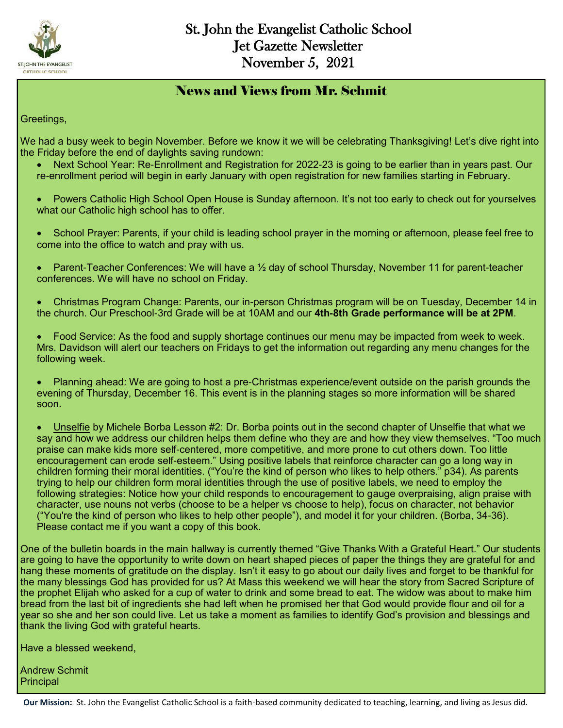# St. John the Evangelist Catholic School
# Jet Gazette Newsletter
# November 5, 2021

## News and Views from Mr. Schmit

Greetings,

We had a busy week to begin November. Before we know it we will be celebrating Thanksgiving! Let's dive right into the Friday before the end of daylights saving rundown:

- Next School Year: Re-Enrollment and Registration for 2022-23 is going to be earlier than in years past. Our re-enrollment period will begin in early January with open registration for new families starting in February.
- Powers Catholic High School Open House is Sunday afternoon. It's not too early to check out for yourselves what our Catholic high school has to offer.
- School Prayer: Parents, if your child is leading school prayer in the morning or afternoon, please feel free to come into the office to watch and pray with us.
- Parent-Teacher Conferences: We will have a ½ day of school Thursday, November 11 for parent-teacher conferences. We will have no school on Friday.
- Christmas Program Change: Parents, our in-person Christmas program will be on Tuesday, December 14 in the church. Our Preschool-3rd Grade will be at 10AM and our **4th-8th Grade performance will be at 2PM**.
- Food Service: As the food and supply shortage continues our menu may be impacted from week to week. Mrs. Davidson will alert our teachers on Fridays to get the information out regarding any menu changes for the following week.
- Planning ahead: We are going to host a pre-Christmas experience/event outside on the parish grounds the evening of Thursday, December 16. This event is in the planning stages so more information will be shared soon.
- Unselfie by Michele Borba Lesson #2: Dr. Borba points out in the second chapter of Unselfie that what we say and how we address our children helps them define who they are and how they view themselves. "Too much praise can make kids more self-centered, more competitive, and more prone to cut others down. Too little encouragement can erode self-esteem." Using positive labels that reinforce character can go a long way in children forming their moral identities. ("You're the kind of person who likes to help others." p34). As parents trying to help our children form moral identities through the use of positive labels, we need to employ the following strategies: Notice how your child responds to encouragement to gauge overpraising, align praise with character, use nouns not verbs (choose to be a helper vs choose to help), focus on character, not behavior ("You're the kind of person who likes to help other people"), and model it for your children. (Borba, 34-36). Please contact me if you want a copy of this book.

One of the bulletin boards in the main hallway is currently themed "Give Thanks With a Grateful Heart." Our students are going to have the opportunity to write down on heart shaped pieces of paper the things they are grateful for and hang these moments of gratitude on the display. Isn't it easy to go about our daily lives and forget to be thankful for the many blessings God has provided for us? At Mass this weekend we will hear the story from Sacred Scripture of the prophet Elijah who asked for a cup of water to drink and some bread to eat. The widow was about to make him bread from the last bit of ingredients she had left when he promised her that God would provide flour and oil for a year so she and her son could live. Let us take a moment as families to identify God's provision and blessings and thank the living God with grateful hearts.

Have a blessed weekend,

Andrew Schmit
Principal

**Our Mission:** St. John the Evangelist Catholic School is a faith-based community dedicated to teaching, learning, and living as Jesus did.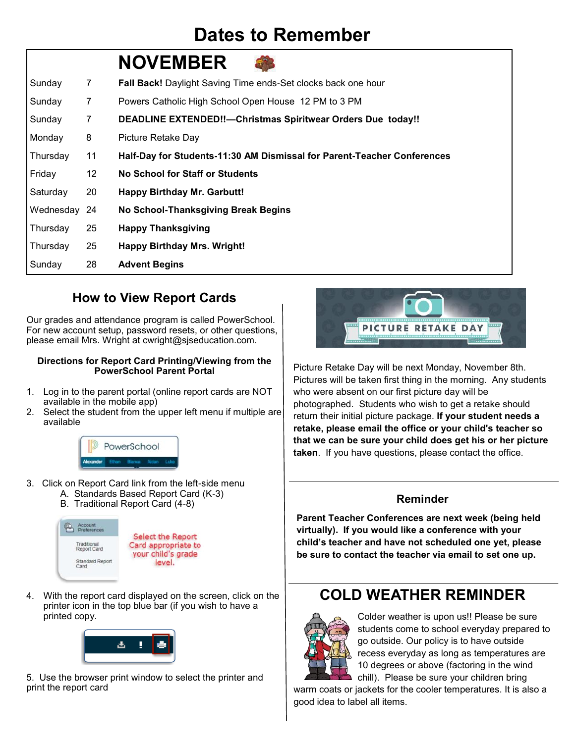# Dates to Remember

## NOVEMBER

| Day | Date | Event |
|---|---|---|
| Sunday | 7 | **Fall Back!** Daylight Saving Time ends-Set clocks back one hour |
| Sunday | 7 | Powers Catholic High School Open House 12 PM to 3 PM |
| Sunday | 7 | **DEADLINE EXTENDED!!—Christmas Spiritwear Orders Due today!!** |
| Monday | 8 | Picture Retake Day |
| Thursday | 11 | **Half-Day for Students-11:30 AM Dismissal for Parent-Teacher Conferences** |
| Friday | 12 | **No School for Staff or Students** |
| Saturday | 20 | **Happy Birthday Mr. Garbutt!** |
| Wednesday | 24 | **No School-Thanksgiving Break Begins** |
| Thursday | 25 | **Happy Thanksgiving** |
| Thursday | 25 | **Happy Birthday Mrs. Wright!** |
| Sunday | 28 | **Advent Begins** |

## How to View Report Cards

Our grades and attendance program is called PowerSchool. For new account setup, password resets, or other questions, please email Mrs. Wright at cwright@sjseducation.com.

**Directions for Report Card Printing/Viewing from the PowerSchool Parent Portal**

1. Log in to the parent portal (online report cards are NOT available in the mobile app)
2. Select the student from the upper left menu if multiple are available
3. Click on Report Card link from the left-side menu
   A. Standards Based Report Card (K-3)
   B. Traditional Report Card (4-8)

   Select the Report Card appropriate to your child's grade level.
4. With the report card displayed on the screen, click on the printer icon in the top blue bar (if you wish to have a printed copy.
5. Use the browser print window to select the printer and print the report card

## PICTURE RETAKE DAY

Picture Retake Day will be next Monday, November 8th. Pictures will be taken first thing in the morning. Any students who were absent on our first picture day will be photographed. Students who wish to get a retake should return their initial picture package. **If your student needs a retake, please email the office or your child's teacher so that we can be sure your child does get his or her picture taken**. If you have questions, please contact the office.

## Reminder

**Parent Teacher Conferences are next week (being held virtually). If you would like a conference with your child's teacher and have not scheduled one yet, please be sure to contact the teacher via email to set one up.**

## COLD WEATHER REMINDER

Colder weather is upon us!! Please be sure students come to school everyday prepared to go outside. Our policy is to have outside recess everyday as long as temperatures are 10 degrees or above (factoring in the wind chill). Please be sure your children bring warm coats or jackets for the cooler temperatures. It is also a good idea to label all items.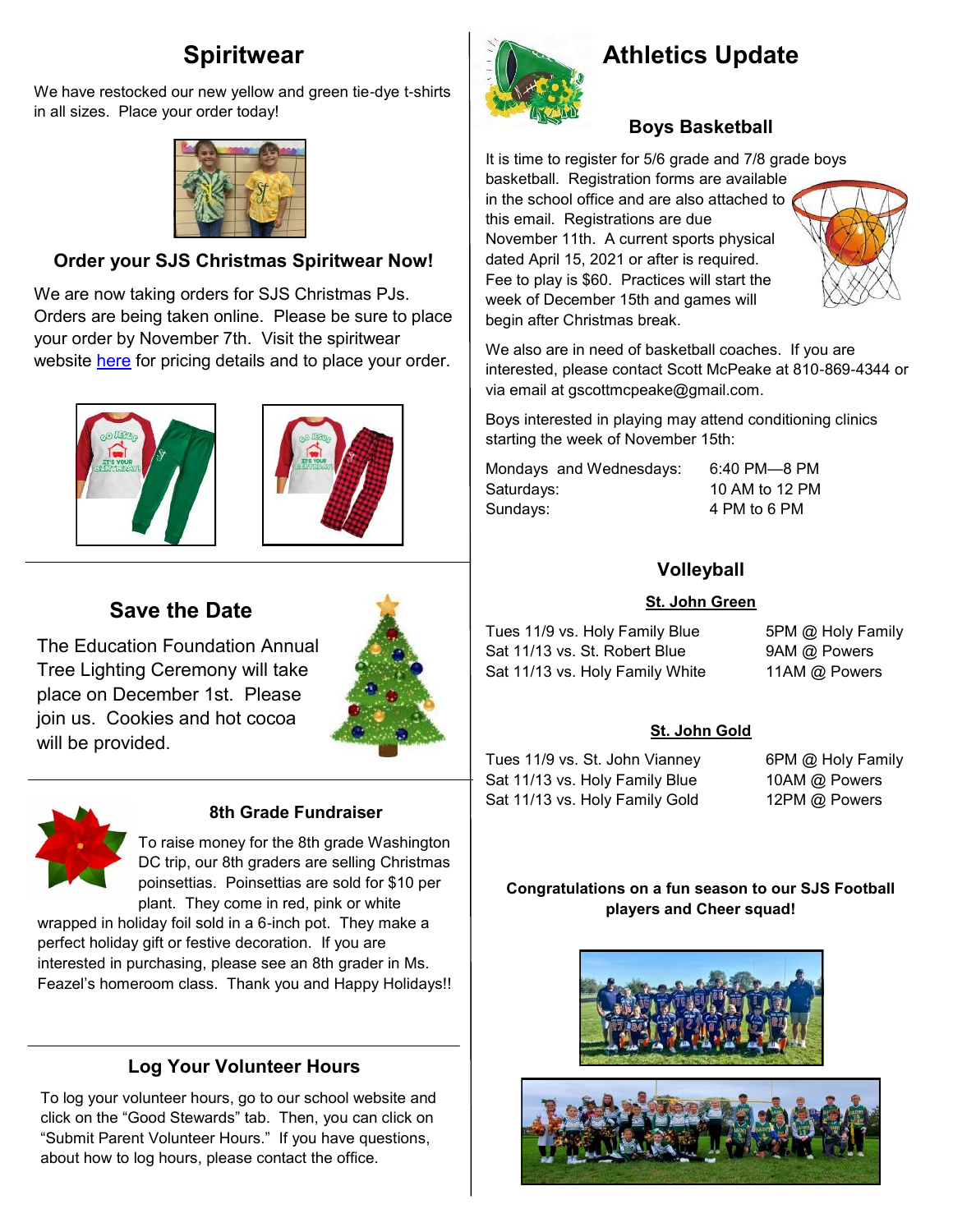## Spiritwear

We have restocked our new yellow and green tie-dye t-shirts in all sizes. Place your order today!

### Order your SJS Christmas Spiritwear Now!

We are now taking orders for SJS Christmas PJs. Orders are being taken online. Please be sure to place your order by November 7th. Visit the spiritwear website here for pricing details and to place your order.

## Save the Date

The Education Foundation Annual Tree Lighting Ceremony will take place on December 1st. Please join us. Cookies and hot cocoa will be provided.

### 8th Grade Fundraiser

To raise money for the 8th grade Washington DC trip, our 8th graders are selling Christmas poinsettias. Poinsettias are sold for $10 per plant. They come in red, pink or white wrapped in holiday foil sold in a 6-inch pot. They make a perfect holiday gift or festive decoration. If you are interested in purchasing, please see an 8th grader in Ms. Feazel's homeroom class. Thank you and Happy Holidays!!

### Log Your Volunteer Hours

To log your volunteer hours, go to our school website and click on the "Good Stewards" tab. Then, you can click on "Submit Parent Volunteer Hours." If you have questions, about how to log hours, please contact the office.

## Athletics Update

### Boys Basketball

It is time to register for 5/6 grade and 7/8 grade boys basketball. Registration forms are available in the school office and are also attached to this email. Registrations are due November 11th. A current sports physical dated April 15, 2021 or after is required. Fee to play is $60. Practices will start the week of December 15th and games will begin after Christmas break.

We also are in need of basketball coaches. If you are interested, please contact Scott McPeake at 810-869-4344 or via email at gscottmcpeake@gmail.com.

Boys interested in playing may attend conditioning clinics starting the week of November 15th:

| | |
|---|---|
| Mondays and Wednesdays: | 6:40 PM—8 PM |
| Saturdays: | 10 AM to 12 PM |
| Sundays: | 4 PM to 6 PM |

### Volleyball

**St. John Green**

| | |
|---|---|
| Tues 11/9 vs. Holy Family Blue | 5PM @ Holy Family |
| Sat 11/13 vs. St. Robert Blue | 9AM @ Powers |
| Sat 11/13 vs. Holy Family White | 11AM @ Powers |

**St. John Gold**

| | |
|---|---|
| Tues 11/9 vs. St. John Vianney | 6PM @ Holy Family |
| Sat 11/13 vs. Holy Family Blue | 10AM @ Powers |
| Sat 11/13 vs. Holy Family Gold | 12PM @ Powers |

**Congratulations on a fun season to our SJS Football players and Cheer squad!**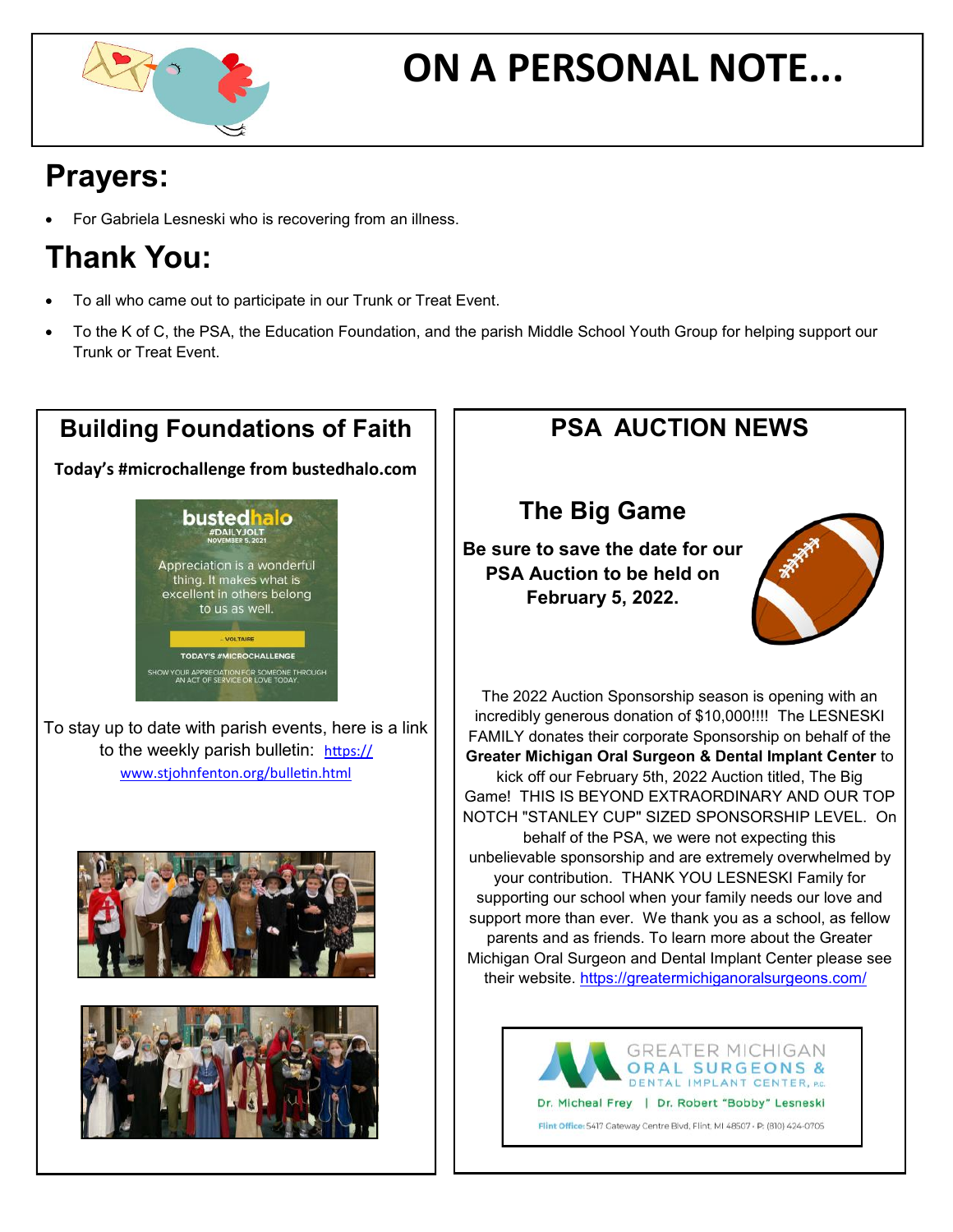# ON A PERSONAL NOTE...

## Prayers:

- For Gabriela Lesneski who is recovering from an illness.

## Thank You:

- To all who came out to participate in our Trunk or Treat Event.
- To the K of C, the PSA, the Education Foundation, and the parish Middle School Youth Group for helping support our Trunk or Treat Event.

## Building Foundations of Faith

**Today's #microchallenge from bustedhalo.com**

bustedhalo
#DAILYJOLT
NOVEMBER 5, 2021

Appreciation is a wonderful thing. It makes what is excellent in others belong to us as well.

– VOLTAIRE

TODAY'S #MICROCHALLENGE
SHOW YOUR APPRECIATION FOR SOMEONE THROUGH AN ACT OF SERVICE OR LOVE TODAY.

To stay up to date with parish events, here is a link to the weekly parish bulletin: https://www.stjohnfenton.org/bulletin.html

## PSA AUCTION NEWS

### The Big Game

**Be sure to save the date for our PSA Auction to be held on February 5, 2022.**

The 2022 Auction Sponsorship season is opening with an incredibly generous donation of $10,000!!!! The LESNESKI FAMILY donates their corporate Sponsorship on behalf of the **Greater Michigan Oral Surgeon & Dental Implant Center** to kick off our February 5th, 2022 Auction titled, The Big Game! THIS IS BEYOND EXTRAORDINARY AND OUR TOP NOTCH "STANLEY CUP" SIZED SPONSORSHIP LEVEL. On behalf of the PSA, we were not expecting this unbelievable sponsorship and are extremely overwhelmed by your contribution. THANK YOU LESNESKI Family for supporting our school when your family needs our love and support more than ever. We thank you as a school, as fellow parents and as friends. To learn more about the Greater Michigan Oral Surgeon and Dental Implant Center please see their website. https://greatermichiganoralsurgeons.com/

GREATER MICHIGAN ORAL SURGEONS & DENTAL IMPLANT CENTER, P.C.
Dr. Micheal Frey | Dr. Robert "Bobby" Lesneski
Flint Office: 5417 Cateway Centre Blvd, Flint, MI 48507 • P: (810) 424-0705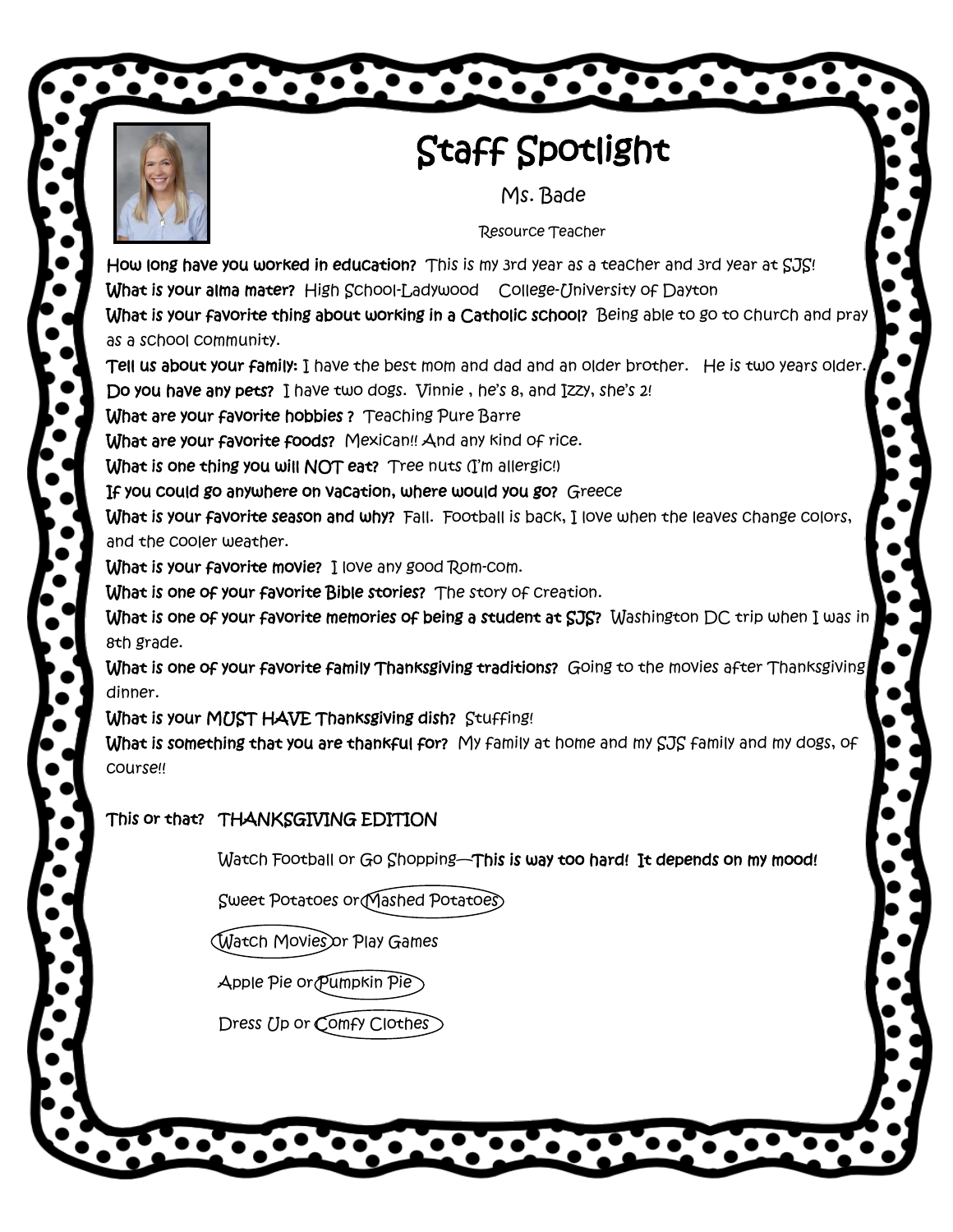# Staff Spotlight

Ms. Bade

Resource Teacher

**How long have you worked in education?** This is my 3rd year as a teacher and 3rd year at SJS!

**What is your alma mater?** High School-Ladywood College-University of Dayton

**What is your favorite thing about working in a Catholic school?** Being able to go to church and pray as a school community.

**Tell us about your family:** I have the best mom and dad and an older brother. He is two years older.

**Do you have any pets?** I have two dogs. Vinnie , he's 8, and Izzy, she's 2!

**What are your favorite hobbies ?** Teaching Pure Barre

**What are your favorite foods?** Mexican!! And any kind of rice.

**What is one thing you will NOT eat?** Tree nuts (I'm allergic!)

**If you could go anywhere on vacation, where would you go?** Greece

**What is your favorite season and why?** Fall. Football is back, I love when the leaves change colors, and the cooler weather.

**What is your favorite movie?** I love any good Rom-com.

**What is one of your favorite Bible stories?** The story of creation.

**What is one of your favorite memories of being a student at SJS?** Washington DC trip when I was in 8th grade.

**What is one of your favorite family Thanksgiving traditions?** Going to the movies after Thanksgiving dinner.

**What is your MUST HAVE Thanksgiving dish?** Stuffing!

**What is something that you are thankful for?** My family at home and my SJS family and my dogs, of course!!

**This or that?** THANKSGIVING EDITION

Watch Football or Go Shopping—**This is way too hard! It depends on my mood!**

Sweet Potatoes or **Mashed Potatoes** (circled)

**Watch Movies** (circled) or Play Games

Apple Pie or **Pumpkin Pie** (circled)

Dress Up or **Comfy Clothes** (circled)